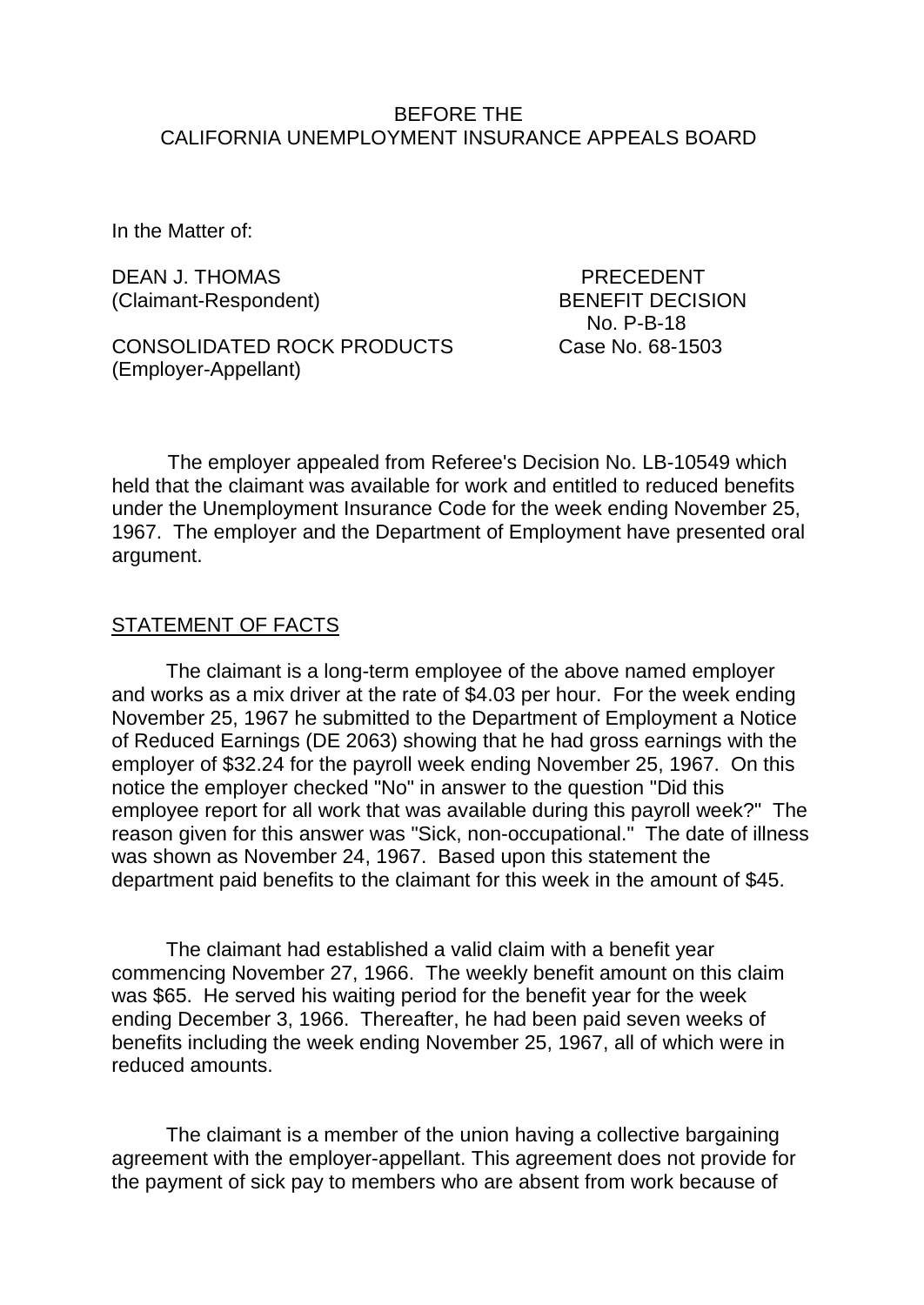BEFORE THE
CALIFORNIA UNEMPLOYMENT INSURANCE APPEALS BOARD

In the Matter of:

DEAN J. THOMAS
(Claimant-Respondent)

PRECEDENT
BENEFIT DECISION
No. P-B-18
Case No. 68-1503

CONSOLIDATED ROCK PRODUCTS
(Employer-Appellant)

The employer appealed from Referee's Decision No. LB-10549 which held that the claimant was available for work and entitled to reduced benefits under the Unemployment Insurance Code for the week ending November 25, 1967. The employer and the Department of Employment have presented oral argument.

## STATEMENT OF FACTS

The claimant is a long-term employee of the above named employer and works as a mix driver at the rate of $4.03 per hour. For the week ending November 25, 1967 he submitted to the Department of Employment a Notice of Reduced Earnings (DE 2063) showing that he had gross earnings with the employer of $32.24 for the payroll week ending November 25, 1967. On this notice the employer checked "No" in answer to the question "Did this employee report for all work that was available during this payroll week?" The reason given for this answer was "Sick, non-occupational." The date of illness was shown as November 24, 1967. Based upon this statement the department paid benefits to the claimant for this week in the amount of $45.

The claimant had established a valid claim with a benefit year commencing November 27, 1966. The weekly benefit amount on this claim was $65. He served his waiting period for the benefit year for the week ending December 3, 1966. Thereafter, he had been paid seven weeks of benefits including the week ending November 25, 1967, all of which were in reduced amounts.

The claimant is a member of the union having a collective bargaining agreement with the employer-appellant. This agreement does not provide for the payment of sick pay to members who are absent from work because of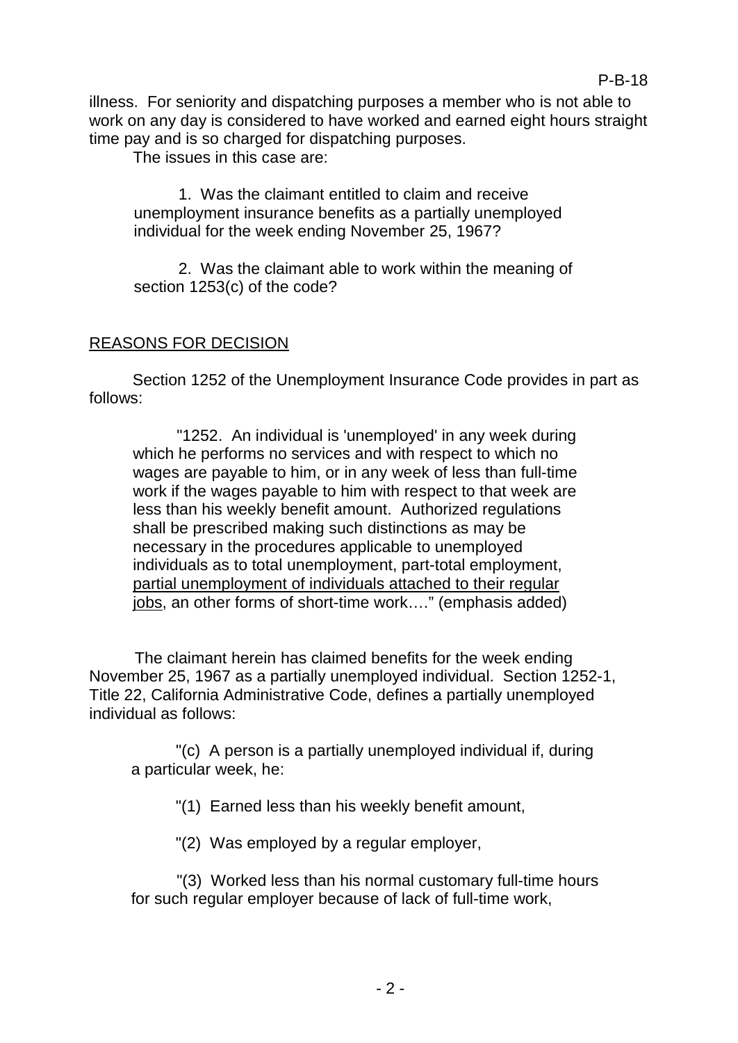illness. For seniority and dispatching purposes a member who is not able to work on any day is considered to have worked and earned eight hours straight time pay and is so charged for dispatching purposes.

The issues in this case are:

> 1. Was the claimant entitled to claim and receive unemployment insurance benefits as a partially unemployed individual for the week ending November 25, 1967?
>
> 2. Was the claimant able to work within the meaning of section 1253(c) of the code?

## REASONS FOR DECISION

Section 1252 of the Unemployment Insurance Code provides in part as follows:

> "1252. An individual is 'unemployed' in any week during which he performs no services and with respect to which no wages are payable to him, or in any week of less than full-time work if the wages payable to him with respect to that week are less than his weekly benefit amount. Authorized regulations shall be prescribed making such distinctions as may be necessary in the procedures applicable to unemployed individuals as to total unemployment, part-total employment, <u>partial unemployment of individuals attached to their regular jobs</u>, an other forms of short-time work…." (emphasis added)

The claimant herein has claimed benefits for the week ending November 25, 1967 as a partially unemployed individual. Section 1252-1, Title 22, California Administrative Code, defines a partially unemployed individual as follows:

> "(c) A person is a partially unemployed individual if, during a particular week, he:
>
> "(1) Earned less than his weekly benefit amount,
>
> "(2) Was employed by a regular employer,
>
> "(3) Worked less than his normal customary full-time hours for such regular employer because of lack of full-time work,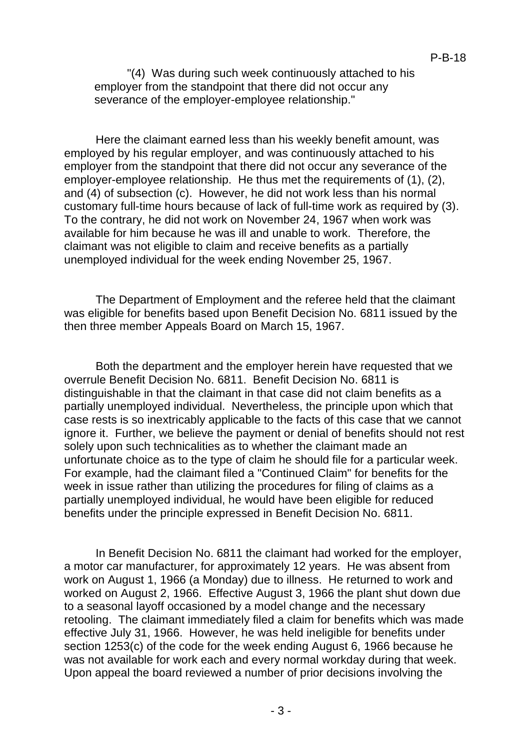"(4) Was during such week continuously attached to his employer from the standpoint that there did not occur any severance of the employer-employee relationship."

Here the claimant earned less than his weekly benefit amount, was employed by his regular employer, and was continuously attached to his employer from the standpoint that there did not occur any severance of the employer-employee relationship. He thus met the requirements of (1), (2), and (4) of subsection (c). However, he did not work less than his normal customary full-time hours because of lack of full-time work as required by (3). To the contrary, he did not work on November 24, 1967 when work was available for him because he was ill and unable to work. Therefore, the claimant was not eligible to claim and receive benefits as a partially unemployed individual for the week ending November 25, 1967.

The Department of Employment and the referee held that the claimant was eligible for benefits based upon Benefit Decision No. 6811 issued by the then three member Appeals Board on March 15, 1967.

Both the department and the employer herein have requested that we overrule Benefit Decision No. 6811. Benefit Decision No. 6811 is distinguishable in that the claimant in that case did not claim benefits as a partially unemployed individual. Nevertheless, the principle upon which that case rests is so inextricably applicable to the facts of this case that we cannot ignore it. Further, we believe the payment or denial of benefits should not rest solely upon such technicalities as to whether the claimant made an unfortunate choice as to the type of claim he should file for a particular week. For example, had the claimant filed a "Continued Claim" for benefits for the week in issue rather than utilizing the procedures for filing of claims as a partially unemployed individual, he would have been eligible for reduced benefits under the principle expressed in Benefit Decision No. 6811.

In Benefit Decision No. 6811 the claimant had worked for the employer, a motor car manufacturer, for approximately 12 years. He was absent from work on August 1, 1966 (a Monday) due to illness. He returned to work and worked on August 2, 1966. Effective August 3, 1966 the plant shut down due to a seasonal layoff occasioned by a model change and the necessary retooling. The claimant immediately filed a claim for benefits which was made effective July 31, 1966. However, he was held ineligible for benefits under section 1253(c) of the code for the week ending August 6, 1966 because he was not available for work each and every normal workday during that week. Upon appeal the board reviewed a number of prior decisions involving the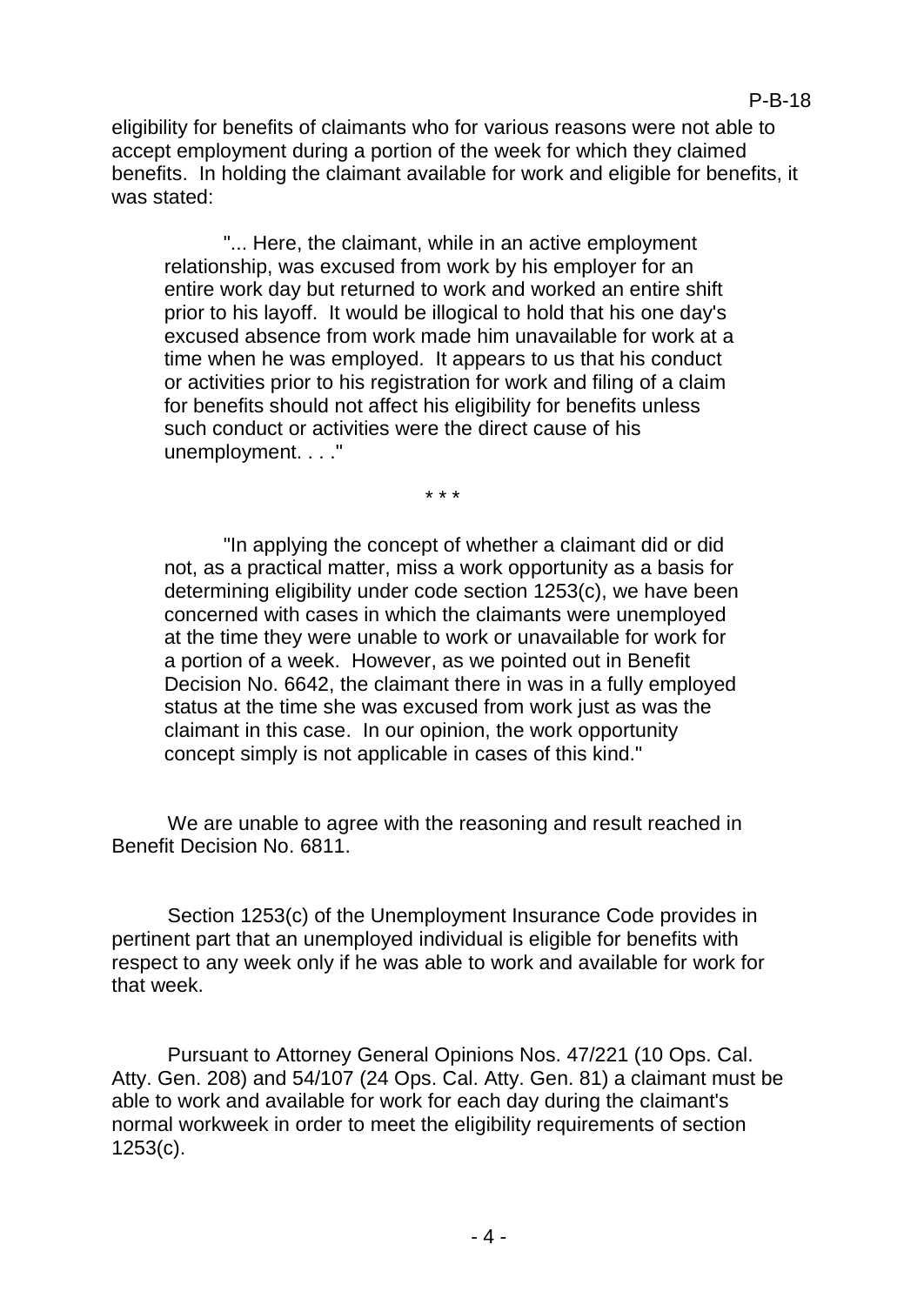eligibility for benefits of claimants who for various reasons were not able to accept employment during a portion of the week for which they claimed benefits. In holding the claimant available for work and eligible for benefits, it was stated:

> "... Here, the claimant, while in an active employment relationship, was excused from work by his employer for an entire work day but returned to work and worked an entire shift prior to his layoff. It would be illogical to hold that his one day's excused absence from work made him unavailable for work at a time when he was employed. It appears to us that his conduct or activities prior to his registration for work and filing of a claim for benefits should not affect his eligibility for benefits unless such conduct or activities were the direct cause of his unemployment. . . ."
>
> \* \* \*
>
> "In applying the concept of whether a claimant did or did not, as a practical matter, miss a work opportunity as a basis for determining eligibility under code section 1253(c), we have been concerned with cases in which the claimants were unemployed at the time they were unable to work or unavailable for work for a portion of a week. However, as we pointed out in Benefit Decision No. 6642, the claimant there in was in a fully employed status at the time she was excused from work just as was the claimant in this case. In our opinion, the work opportunity concept simply is not applicable in cases of this kind."

We are unable to agree with the reasoning and result reached in Benefit Decision No. 6811.

Section 1253(c) of the Unemployment Insurance Code provides in pertinent part that an unemployed individual is eligible for benefits with respect to any week only if he was able to work and available for work for that week.

Pursuant to Attorney General Opinions Nos. 47/221 (10 Ops. Cal. Atty. Gen. 208) and 54/107 (24 Ops. Cal. Atty. Gen. 81) a claimant must be able to work and available for work for each day during the claimant's normal workweek in order to meet the eligibility requirements of section 1253(c).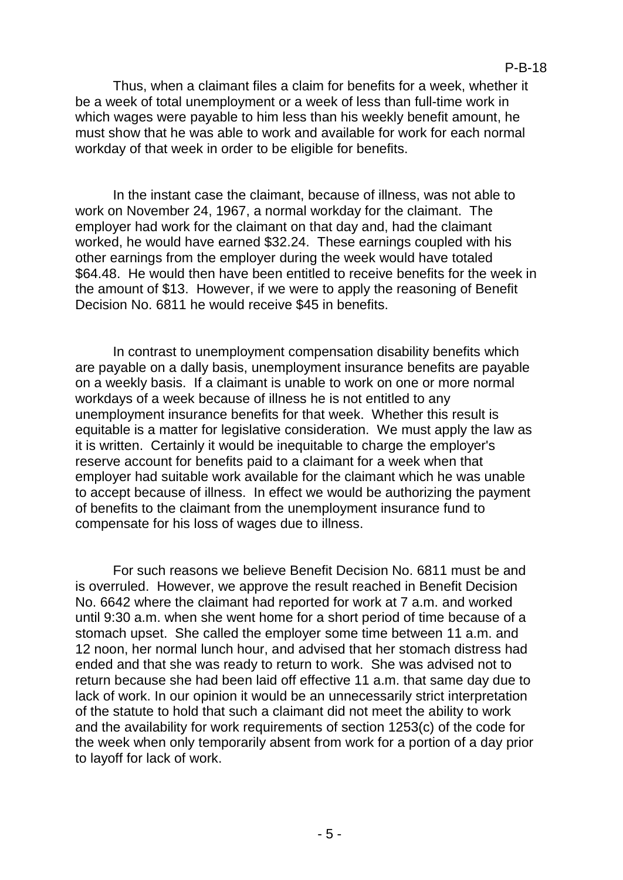Thus, when a claimant files a claim for benefits for a week, whether it be a week of total unemployment or a week of less than full-time work in which wages were payable to him less than his weekly benefit amount, he must show that he was able to work and available for work for each normal workday of that week in order to be eligible for benefits.

In the instant case the claimant, because of illness, was not able to work on November 24, 1967, a normal workday for the claimant. The employer had work for the claimant on that day and, had the claimant worked, he would have earned $32.24. These earnings coupled with his other earnings from the employer during the week would have totaled $64.48. He would then have been entitled to receive benefits for the week in the amount of $13. However, if we were to apply the reasoning of Benefit Decision No. 6811 he would receive $45 in benefits.

In contrast to unemployment compensation disability benefits which are payable on a daily basis, unemployment insurance benefits are payable on a weekly basis. If a claimant is unable to work on one or more normal workdays of a week because of illness he is not entitled to any unemployment insurance benefits for that week. Whether this result is equitable is a matter for legislative consideration. We must apply the law as it is written. Certainly it would be inequitable to charge the employer's reserve account for benefits paid to a claimant for a week when that employer had suitable work available for the claimant which he was unable to accept because of illness. In effect we would be authorizing the payment of benefits to the claimant from the unemployment insurance fund to compensate for his loss of wages due to illness.

For such reasons we believe Benefit Decision No. 6811 must be and is overruled. However, we approve the result reached in Benefit Decision No. 6642 where the claimant had reported for work at 7 a.m. and worked until 9:30 a.m. when she went home for a short period of time because of a stomach upset. She called the employer some time between 11 a.m. and 12 noon, her normal lunch hour, and advised that her stomach distress had ended and that she was ready to return to work. She was advised not to return because she had been laid off effective 11 a.m. that same day due to lack of work. In our opinion it would be an unnecessarily strict interpretation of the statute to hold that such a claimant did not meet the ability to work and the availability for work requirements of section 1253(c) of the code for the week when only temporarily absent from work for a portion of a day prior to layoff for lack of work.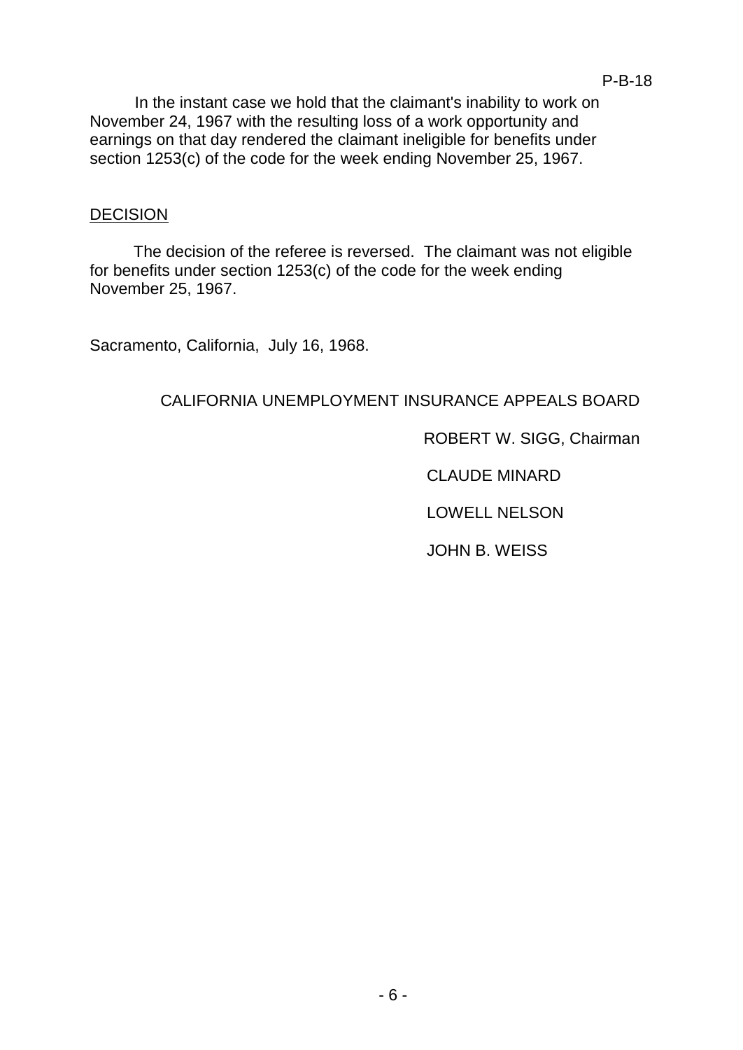In the instant case we hold that the claimant's inability to work on November 24, 1967 with the resulting loss of a work opportunity and earnings on that day rendered the claimant ineligible for benefits under section 1253(c) of the code for the week ending November 25, 1967.

## DECISION

The decision of the referee is reversed. The claimant was not eligible for benefits under section 1253(c) of the code for the week ending November 25, 1967.

Sacramento, California, July 16, 1968.

CALIFORNIA UNEMPLOYMENT INSURANCE APPEALS BOARD

ROBERT W. SIGG, Chairman

CLAUDE MINARD

LOWELL NELSON

JOHN B. WEISS